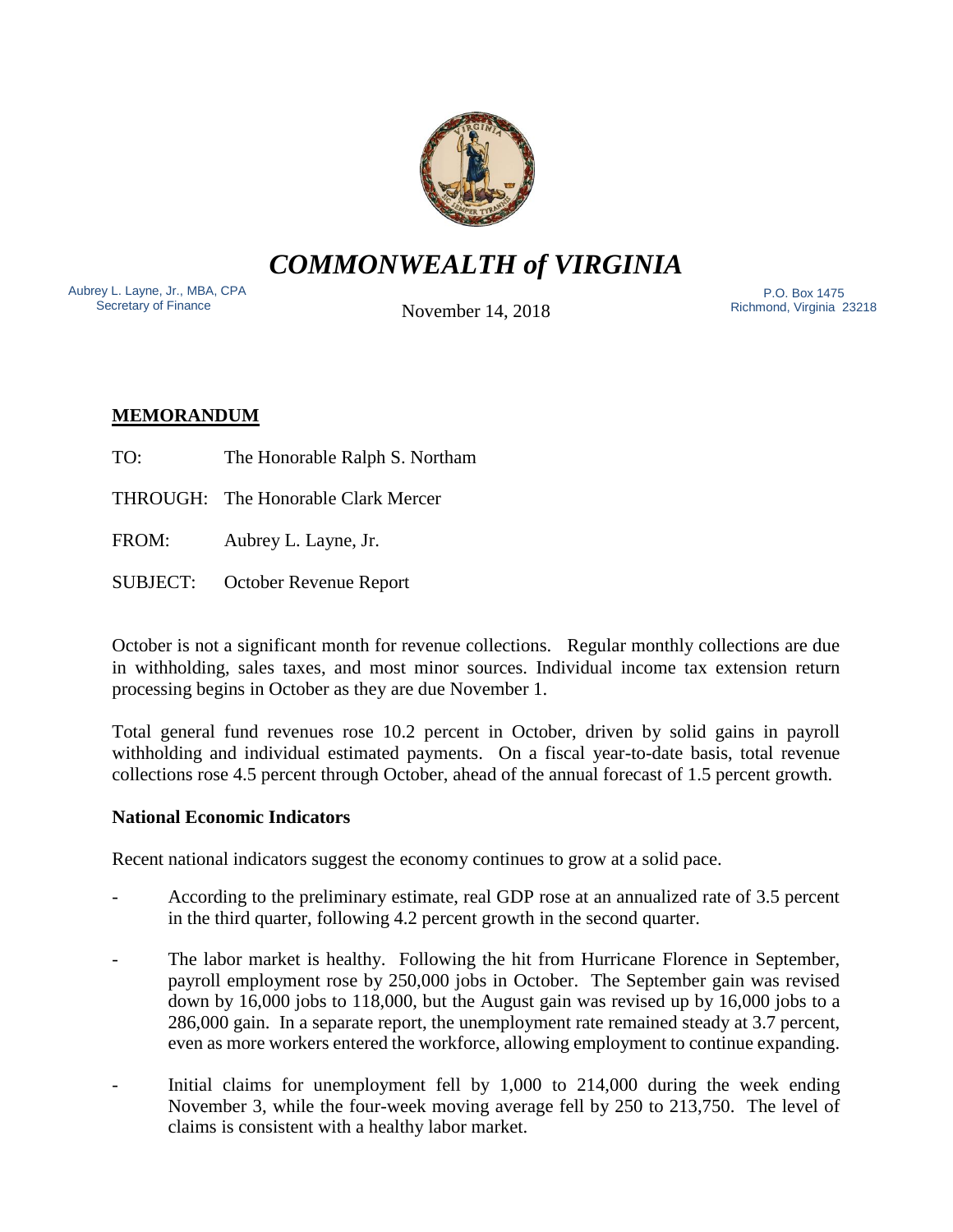# *COMMONWEALTH of VIRGINIA*

Aubrey L. Layne, Jr., MBA, CPA
Secretary of Finance

November 14, 2018

P.O. Box 1475
Richmond, Virginia 23218

## MEMORANDUM

TO: The Honorable Ralph S. Northam

THROUGH: The Honorable Clark Mercer

FROM: Aubrey L. Layne, Jr.

SUBJECT: October Revenue Report

October is not a significant month for revenue collections. Regular monthly collections are due in withholding, sales taxes, and most minor sources. Individual income tax extension return processing begins in October as they are due November 1.

Total general fund revenues rose 10.2 percent in October, driven by solid gains in payroll withholding and individual estimated payments. On a fiscal year-to-date basis, total revenue collections rose 4.5 percent through October, ahead of the annual forecast of 1.5 percent growth.

### National Economic Indicators

Recent national indicators suggest the economy continues to grow at a solid pace.

- According to the preliminary estimate, real GDP rose at an annualized rate of 3.5 percent in the third quarter, following 4.2 percent growth in the second quarter.
- The labor market is healthy. Following the hit from Hurricane Florence in September, payroll employment rose by 250,000 jobs in October. The September gain was revised down by 16,000 jobs to 118,000, but the August gain was revised up by 16,000 jobs to a 286,000 gain. In a separate report, the unemployment rate remained steady at 3.7 percent, even as more workers entered the workforce, allowing employment to continue expanding.
- Initial claims for unemployment fell by 1,000 to 214,000 during the week ending November 3, while the four-week moving average fell by 250 to 213,750. The level of claims is consistent with a healthy labor market.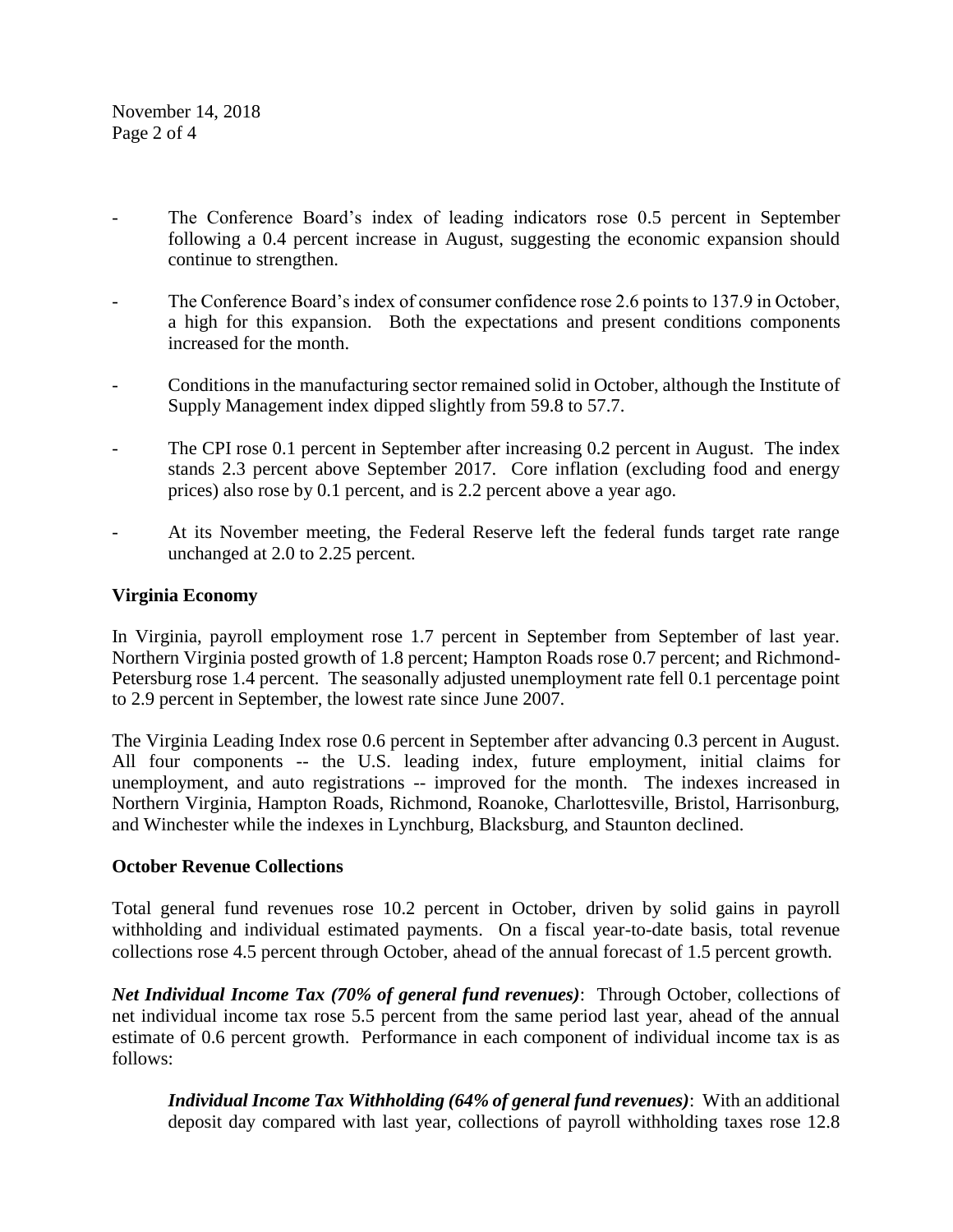- The Conference Board's index of leading indicators rose 0.5 percent in September following a 0.4 percent increase in August, suggesting the economic expansion should continue to strengthen.

- The Conference Board's index of consumer confidence rose 2.6 points to 137.9 in October, a high for this expansion. Both the expectations and present conditions components increased for the month.

- Conditions in the manufacturing sector remained solid in October, although the Institute of Supply Management index dipped slightly from 59.8 to 57.7.

- The CPI rose 0.1 percent in September after increasing 0.2 percent in August. The index stands 2.3 percent above September 2017. Core inflation (excluding food and energy prices) also rose by 0.1 percent, and is 2.2 percent above a year ago.

- At its November meeting, the Federal Reserve left the federal funds target rate range unchanged at 2.0 to 2.25 percent.

**Virginia Economy**

In Virginia, payroll employment rose 1.7 percent in September from September of last year. Northern Virginia posted growth of 1.8 percent; Hampton Roads rose 0.7 percent; and Richmond-Petersburg rose 1.4 percent. The seasonally adjusted unemployment rate fell 0.1 percentage point to 2.9 percent in September, the lowest rate since June 2007.

The Virginia Leading Index rose 0.6 percent in September after advancing 0.3 percent in August. All four components -- the U.S. leading index, future employment, initial claims for unemployment, and auto registrations -- improved for the month. The indexes increased in Northern Virginia, Hampton Roads, Richmond, Roanoke, Charlottesville, Bristol, Harrisonburg, and Winchester while the indexes in Lynchburg, Blacksburg, and Staunton declined.

**October Revenue Collections**

Total general fund revenues rose 10.2 percent in October, driven by solid gains in payroll withholding and individual estimated payments. On a fiscal year-to-date basis, total revenue collections rose 4.5 percent through October, ahead of the annual forecast of 1.5 percent growth.

***Net Individual Income Tax (70% of general fund revenues)***: Through October, collections of net individual income tax rose 5.5 percent from the same period last year, ahead of the annual estimate of 0.6 percent growth. Performance in each component of individual income tax is as follows:

> ***Individual Income Tax Withholding (64% of general fund revenues)***: With an additional deposit day compared with last year, collections of payroll withholding taxes rose 12.8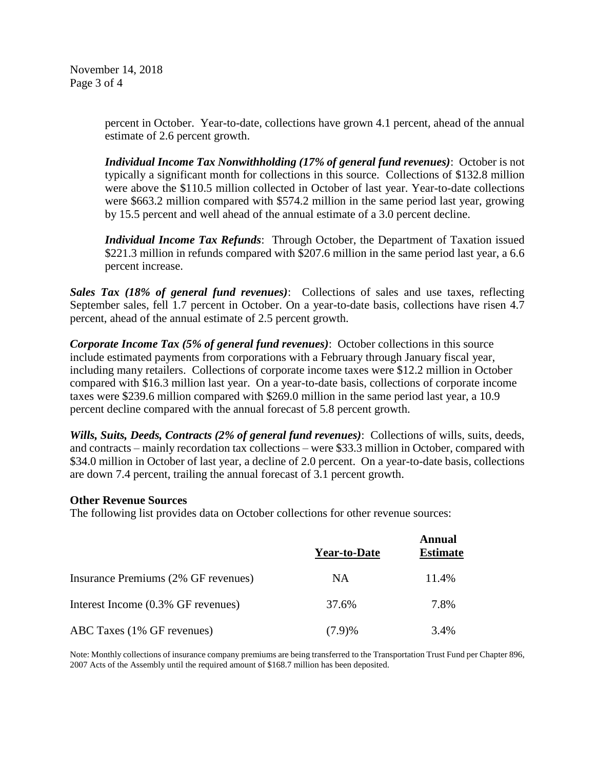percent in October. Year-to-date, collections have grown 4.1 percent, ahead of the annual estimate of 2.6 percent growth.

***Individual Income Tax Nonwithholding (17% of general fund revenues)***: October is not typically a significant month for collections in this source. Collections of $132.8 million were above the $110.5 million collected in October of last year. Year-to-date collections were $663.2 million compared with $574.2 million in the same period last year, growing by 15.5 percent and well ahead of the annual estimate of a 3.0 percent decline.

***Individual Income Tax Refunds***: Through October, the Department of Taxation issued $221.3 million in refunds compared with $207.6 million in the same period last year, a 6.6 percent increase.

***Sales Tax (18% of general fund revenues)***: Collections of sales and use taxes, reflecting September sales, fell 1.7 percent in October. On a year-to-date basis, collections have risen 4.7 percent, ahead of the annual estimate of 2.5 percent growth.

***Corporate Income Tax (5% of general fund revenues)***: October collections in this source include estimated payments from corporations with a February through January fiscal year, including many retailers. Collections of corporate income taxes were $12.2 million in October compared with $16.3 million last year. On a year-to-date basis, collections of corporate income taxes were $239.6 million compared with $269.0 million in the same period last year, a 10.9 percent decline compared with the annual forecast of 5.8 percent growth.

***Wills, Suits, Deeds, Contracts (2% of general fund revenues)***: Collections of wills, suits, deeds, and contracts – mainly recordation tax collections – were $33.3 million in October, compared with $34.0 million in October of last year, a decline of 2.0 percent. On a year-to-date basis, collections are down 7.4 percent, trailing the annual forecast of 3.1 percent growth.

**Other Revenue Sources**

The following list provides data on October collections for other revenue sources:

| | Year-to-Date | Annual Estimate |
|---|---|---|
| Insurance Premiums (2% GF revenues) | NA | 11.4% |
| Interest Income (0.3% GF revenues) | 37.6% | 7.8% |
| ABC Taxes (1% GF revenues) | (7.9)% | 3.4% |

Note: Monthly collections of insurance company premiums are being transferred to the Transportation Trust Fund per Chapter 896, 2007 Acts of the Assembly until the required amount of $168.7 million has been deposited.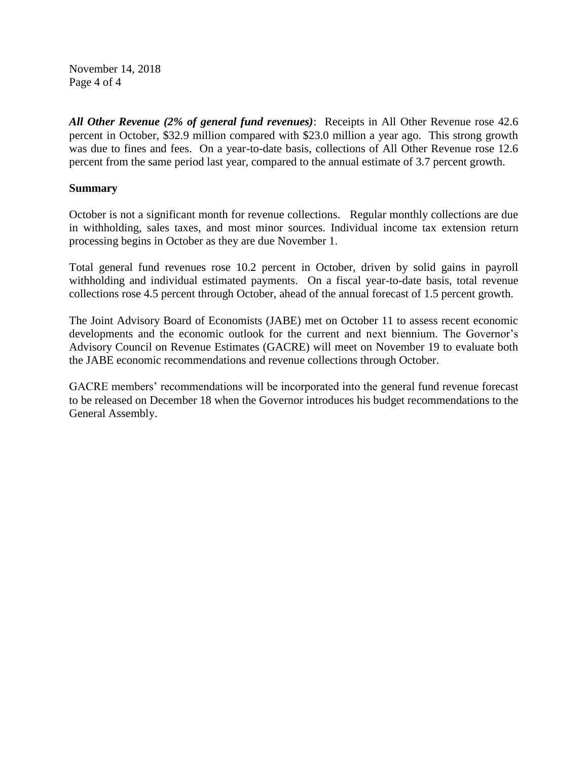***All Other Revenue (2% of general fund revenues)***: Receipts in All Other Revenue rose 42.6 percent in October, $32.9 million compared with $23.0 million a year ago. This strong growth was due to fines and fees. On a year-to-date basis, collections of All Other Revenue rose 12.6 percent from the same period last year, compared to the annual estimate of 3.7 percent growth.

**Summary**

October is not a significant month for revenue collections. Regular monthly collections are due in withholding, sales taxes, and most minor sources. Individual income tax extension return processing begins in October as they are due November 1.

Total general fund revenues rose 10.2 percent in October, driven by solid gains in payroll withholding and individual estimated payments. On a fiscal year-to-date basis, total revenue collections rose 4.5 percent through October, ahead of the annual forecast of 1.5 percent growth.

The Joint Advisory Board of Economists (JABE) met on October 11 to assess recent economic developments and the economic outlook for the current and next biennium. The Governor's Advisory Council on Revenue Estimates (GACRE) will meet on November 19 to evaluate both the JABE economic recommendations and revenue collections through October.

GACRE members' recommendations will be incorporated into the general fund revenue forecast to be released on December 18 when the Governor introduces his budget recommendations to the General Assembly.